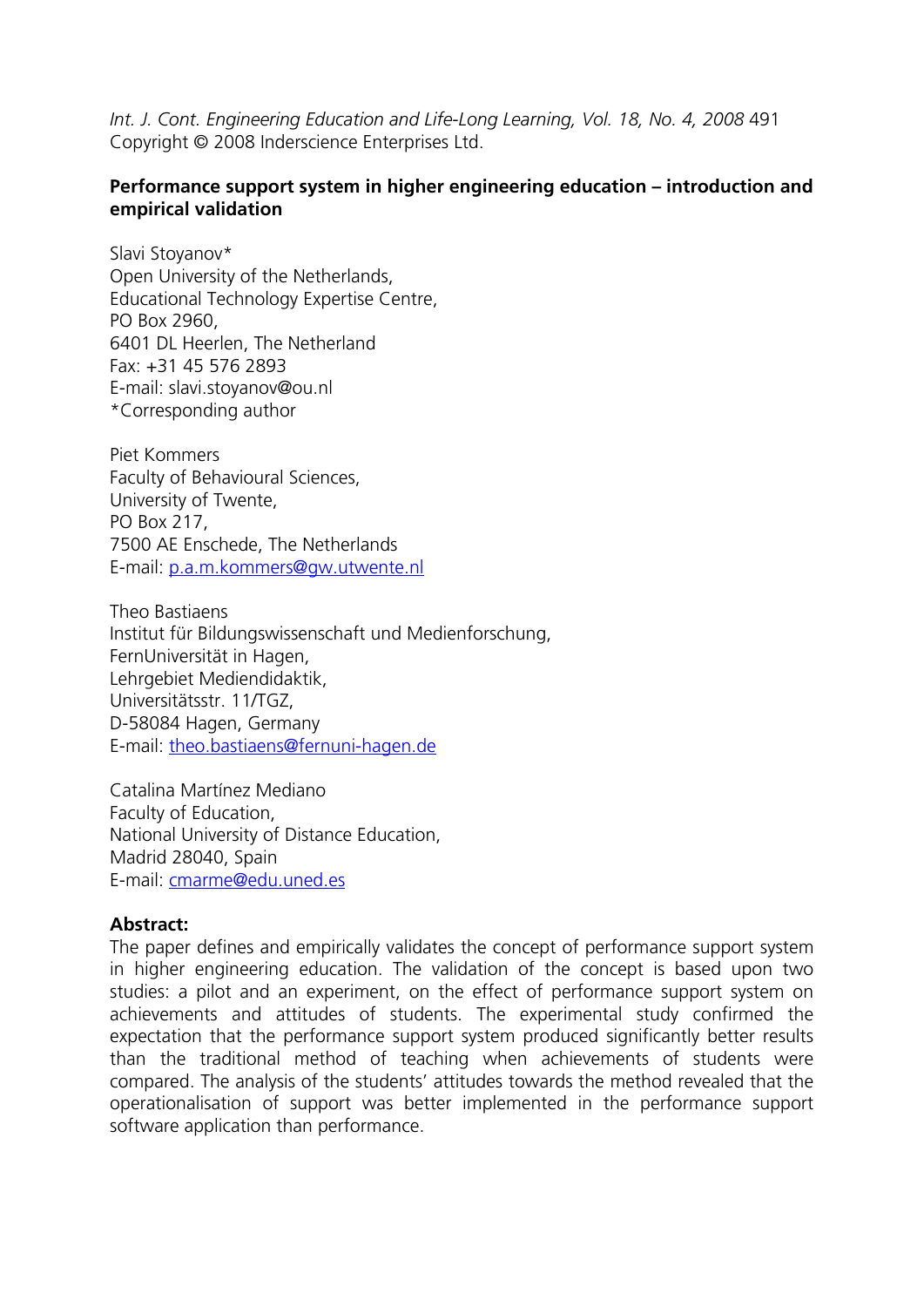*Int. J. Cont. Engineering Education and Life-Long Learning, Vol. 18, No. 4, 2008* 491
Copyright © 2008 Inderscience Enterprises Ltd.

# Performance support system in higher engineering education – introduction and empirical validation

Slavi Stoyanov*
Open University of the Netherlands,
Educational Technology Expertise Centre,
PO Box 2960,
6401 DL Heerlen, The Netherland
Fax: +31 45 576 2893
E-mail: slavi.stoyanov@ou.nl
*Corresponding author

Piet Kommers
Faculty of Behavioural Sciences,
University of Twente,
PO Box 217,
7500 AE Enschede, The Netherlands
E-mail: p.a.m.kommers@gw.utwente.nl

Theo Bastiaens
Institut für Bildungswissenschaft und Medienforschung,
FernUniversität in Hagen,
Lehrgebiet Mediendidaktik,
Universitätsstr. 11/TGZ,
D-58084 Hagen, Germany
E-mail: theo.bastiaens@fernuni-hagen.de

Catalina Martínez Mediano
Faculty of Education,
National University of Distance Education,
Madrid 28040, Spain
E-mail: cmarme@edu.uned.es

**Abstract:**
The paper defines and empirically validates the concept of performance support system in higher engineering education. The validation of the concept is based upon two studies: a pilot and an experiment, on the effect of performance support system on achievements and attitudes of students. The experimental study confirmed the expectation that the performance support system produced significantly better results than the traditional method of teaching when achievements of students were compared. The analysis of the students' attitudes towards the method revealed that the operationalisation of support was better implemented in the performance support software application than performance.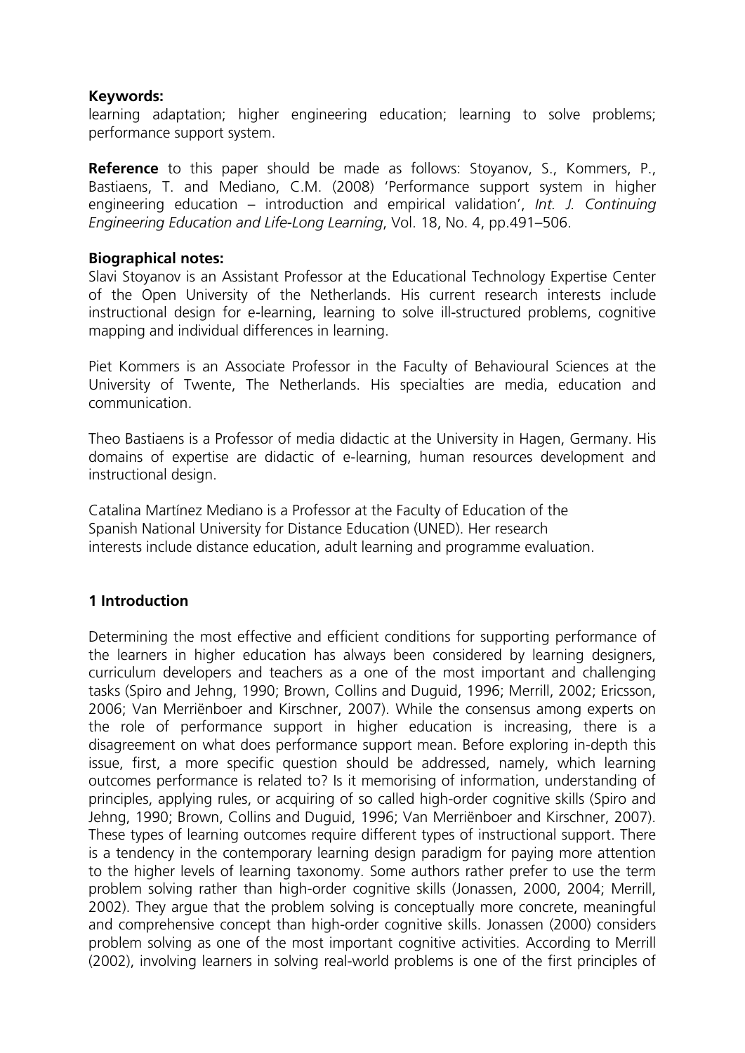**Keywords:**
learning adaptation; higher engineering education; learning to solve problems; performance support system.

**Reference** to this paper should be made as follows: Stoyanov, S., Kommers, P., Bastiaens, T. and Mediano, C.M. (2008) 'Performance support system in higher engineering education – introduction and empirical validation', *Int. J. Continuing Engineering Education and Life-Long Learning*, Vol. 18, No. 4, pp.491–506.

**Biographical notes:**
Slavi Stoyanov is an Assistant Professor at the Educational Technology Expertise Center of the Open University of the Netherlands. His current research interests include instructional design for e-learning, learning to solve ill-structured problems, cognitive mapping and individual differences in learning.

Piet Kommers is an Associate Professor in the Faculty of Behavioural Sciences at the University of Twente, The Netherlands. His specialties are media, education and communication.

Theo Bastiaens is a Professor of media didactic at the University in Hagen, Germany. His domains of expertise are didactic of e-learning, human resources development and instructional design.

Catalina Martínez Mediano is a Professor at the Faculty of Education of the Spanish National University for Distance Education (UNED). Her research interests include distance education, adult learning and programme evaluation.

## 1 Introduction

Determining the most effective and efficient conditions for supporting performance of the learners in higher education has always been considered by learning designers, curriculum developers and teachers as a one of the most important and challenging tasks (Spiro and Jehng, 1990; Brown, Collins and Duguid, 1996; Merrill, 2002; Ericsson, 2006; Van Merriënboer and Kirschner, 2007). While the consensus among experts on the role of performance support in higher education is increasing, there is a disagreement on what does performance support mean. Before exploring in-depth this issue, first, a more specific question should be addressed, namely, which learning outcomes performance is related to? Is it memorising of information, understanding of principles, applying rules, or acquiring of so called high-order cognitive skills (Spiro and Jehng, 1990; Brown, Collins and Duguid, 1996; Van Merriënboer and Kirschner, 2007). These types of learning outcomes require different types of instructional support. There is a tendency in the contemporary learning design paradigm for paying more attention to the higher levels of learning taxonomy. Some authors rather prefer to use the term problem solving rather than high-order cognitive skills (Jonassen, 2000, 2004; Merrill, 2002). They argue that the problem solving is conceptually more concrete, meaningful and comprehensive concept than high-order cognitive skills. Jonassen (2000) considers problem solving as one of the most important cognitive activities. According to Merrill (2002), involving learners in solving real-world problems is one of the first principles of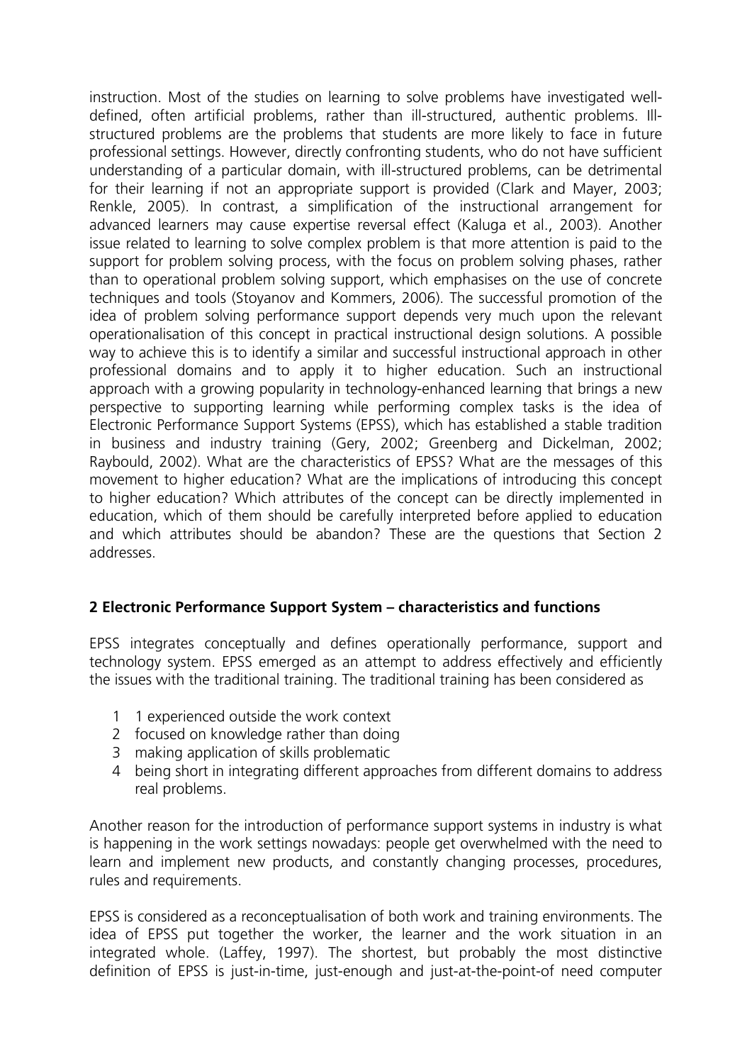instruction. Most of the studies on learning to solve problems have investigated well-defined, often artificial problems, rather than ill-structured, authentic problems. Ill-structured problems are the problems that students are more likely to face in future professional settings. However, directly confronting students, who do not have sufficient understanding of a particular domain, with ill-structured problems, can be detrimental for their learning if not an appropriate support is provided (Clark and Mayer, 2003; Renkle, 2005). In contrast, a simplification of the instructional arrangement for advanced learners may cause expertise reversal effect (Kaluga et al., 2003). Another issue related to learning to solve complex problem is that more attention is paid to the support for problem solving process, with the focus on problem solving phases, rather than to operational problem solving support, which emphasises on the use of concrete techniques and tools (Stoyanov and Kommers, 2006). The successful promotion of the idea of problem solving performance support depends very much upon the relevant operationalisation of this concept in practical instructional design solutions. A possible way to achieve this is to identify a similar and successful instructional approach in other professional domains and to apply it to higher education. Such an instructional approach with a growing popularity in technology-enhanced learning that brings a new perspective to supporting learning while performing complex tasks is the idea of Electronic Performance Support Systems (EPSS), which has established a stable tradition in business and industry training (Gery, 2002; Greenberg and Dickelman, 2002; Raybould, 2002). What are the characteristics of EPSS? What are the messages of this movement to higher education? What are the implications of introducing this concept to higher education? Which attributes of the concept can be directly implemented in education, which of them should be carefully interpreted before applied to education and which attributes should be abandon? These are the questions that Section 2 addresses.

## 2 Electronic Performance Support System – characteristics and functions

EPSS integrates conceptually and defines operationally performance, support and technology system. EPSS emerged as an attempt to address effectively and efficiently the issues with the traditional training. The traditional training has been considered as

1. 1 experienced outside the work context
2. focused on knowledge rather than doing
3. making application of skills problematic
4. being short in integrating different approaches from different domains to address real problems.

Another reason for the introduction of performance support systems in industry is what is happening in the work settings nowadays: people get overwhelmed with the need to learn and implement new products, and constantly changing processes, procedures, rules and requirements.

EPSS is considered as a reconceptualisation of both work and training environments. The idea of EPSS put together the worker, the learner and the work situation in an integrated whole. (Laffey, 1997). The shortest, but probably the most distinctive definition of EPSS is just-in-time, just-enough and just-at-the-point-of need computer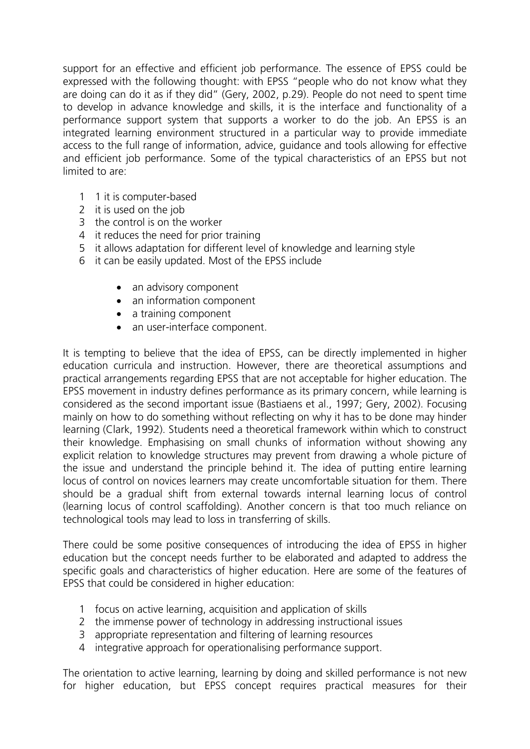support for an effective and efficient job performance. The essence of EPSS could be expressed with the following thought: with EPSS "people who do not know what they are doing can do it as if they did" (Gery, 2002, p.29). People do not need to spent time to develop in advance knowledge and skills, it is the interface and functionality of a performance support system that supports a worker to do the job. An EPSS is an integrated learning environment structured in a particular way to provide immediate access to the full range of information, advice, guidance and tools allowing for effective and efficient job performance. Some of the typical characteristics of an EPSS but not limited to are:

1. 1 it is computer-based
2. it is used on the job
3. the control is on the worker
4. it reduces the need for prior training
5. it allows adaptation for different level of knowledge and learning style
6. it can be easily updated. Most of the EPSS include
   - an advisory component
   - an information component
   - a training component
   - an user-interface component.

It is tempting to believe that the idea of EPSS, can be directly implemented in higher education curricula and instruction. However, there are theoretical assumptions and practical arrangements regarding EPSS that are not acceptable for higher education. The EPSS movement in industry defines performance as its primary concern, while learning is considered as the second important issue (Bastiaens et al., 1997; Gery, 2002). Focusing mainly on how to do something without reflecting on why it has to be done may hinder learning (Clark, 1992). Students need a theoretical framework within which to construct their knowledge. Emphasising on small chunks of information without showing any explicit relation to knowledge structures may prevent from drawing a whole picture of the issue and understand the principle behind it. The idea of putting entire learning locus of control on novices learners may create uncomfortable situation for them. There should be a gradual shift from external towards internal learning locus of control (learning locus of control scaffolding). Another concern is that too much reliance on technological tools may lead to loss in transferring of skills.

There could be some positive consequences of introducing the idea of EPSS in higher education but the concept needs further to be elaborated and adapted to address the specific goals and characteristics of higher education. Here are some of the features of EPSS that could be considered in higher education:

1. focus on active learning, acquisition and application of skills
2. the immense power of technology in addressing instructional issues
3. appropriate representation and filtering of learning resources
4. integrative approach for operationalising performance support.

The orientation to active learning, learning by doing and skilled performance is not new for higher education, but EPSS concept requires practical measures for their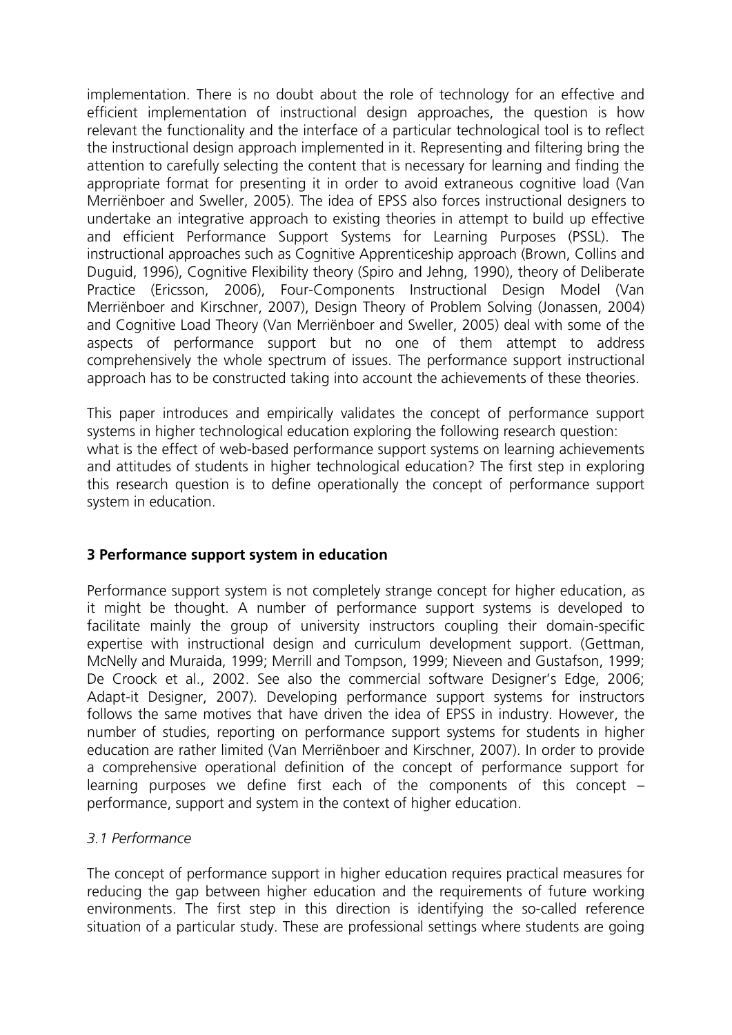implementation. There is no doubt about the role of technology for an effective and efficient implementation of instructional design approaches, the question is how relevant the functionality and the interface of a particular technological tool is to reflect the instructional design approach implemented in it. Representing and filtering bring the attention to carefully selecting the content that is necessary for learning and finding the appropriate format for presenting it in order to avoid extraneous cognitive load (Van Merriënboer and Sweller, 2005). The idea of EPSS also forces instructional designers to undertake an integrative approach to existing theories in attempt to build up effective and efficient Performance Support Systems for Learning Purposes (PSSL). The instructional approaches such as Cognitive Apprenticeship approach (Brown, Collins and Duguid, 1996), Cognitive Flexibility theory (Spiro and Jehng, 1990), theory of Deliberate Practice (Ericsson, 2006), Four-Components Instructional Design Model (Van Merriënboer and Kirschner, 2007), Design Theory of Problem Solving (Jonassen, 2004) and Cognitive Load Theory (Van Merriënboer and Sweller, 2005) deal with some of the aspects of performance support but no one of them attempt to address comprehensively the whole spectrum of issues. The performance support instructional approach has to be constructed taking into account the achievements of these theories.

This paper introduces and empirically validates the concept of performance support systems in higher technological education exploring the following research question: what is the effect of web-based performance support systems on learning achievements and attitudes of students in higher technological education? The first step in exploring this research question is to define operationally the concept of performance support system in education.

## 3 Performance support system in education

Performance support system is not completely strange concept for higher education, as it might be thought. A number of performance support systems is developed to facilitate mainly the group of university instructors coupling their domain-specific expertise with instructional design and curriculum development support. (Gettman, McNelly and Muraida, 1999; Merrill and Tompson, 1999; Nieveen and Gustafson, 1999; De Croock et al., 2002. See also the commercial software Designer's Edge, 2006; Adapt-it Designer, 2007). Developing performance support systems for instructors follows the same motives that have driven the idea of EPSS in industry. However, the number of studies, reporting on performance support systems for students in higher education are rather limited (Van Merriënboer and Kirschner, 2007). In order to provide a comprehensive operational definition of the concept of performance support for learning purposes we define first each of the components of this concept – performance, support and system in the context of higher education.

### *3.1 Performance*

The concept of performance support in higher education requires practical measures for reducing the gap between higher education and the requirements of future working environments. The first step in this direction is identifying the so-called reference situation of a particular study. These are professional settings where students are going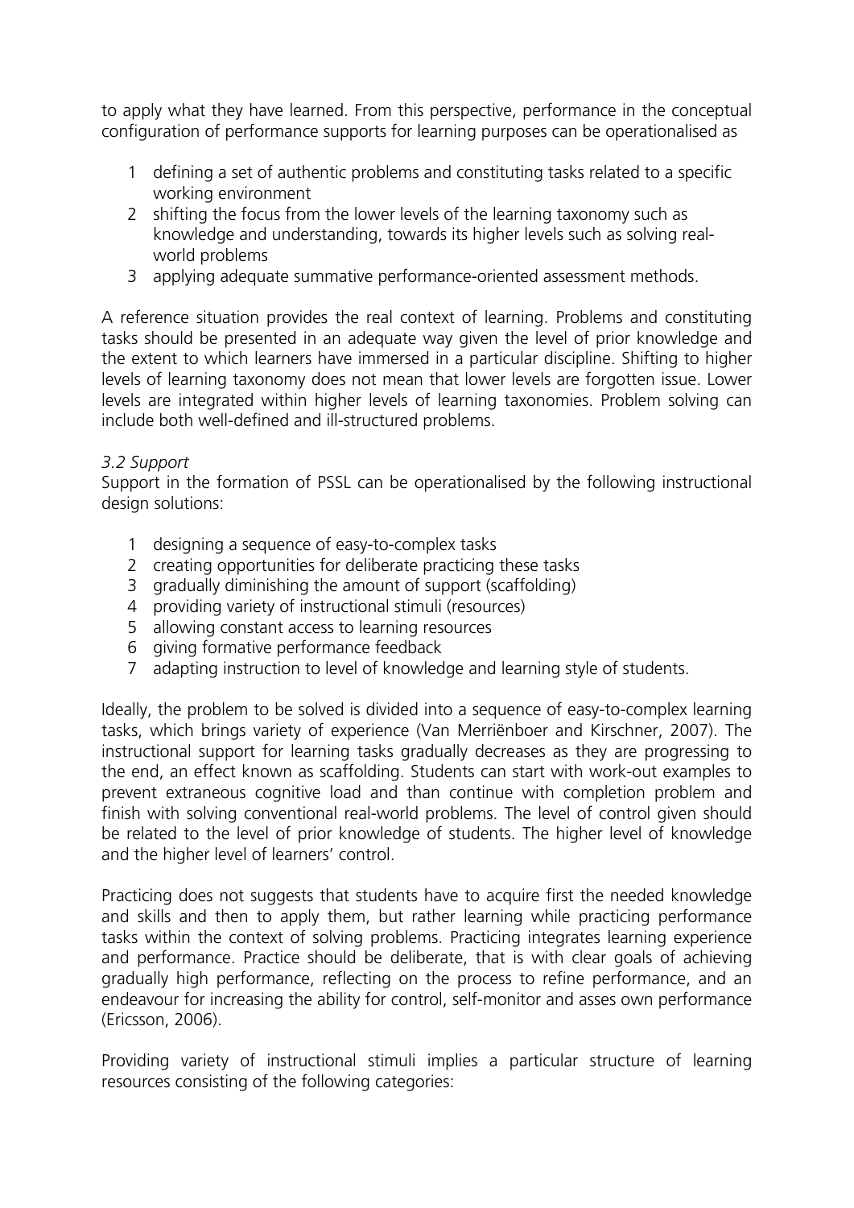to apply what they have learned. From this perspective, performance in the conceptual configuration of performance supports for learning purposes can be operationalised as

1. defining a set of authentic problems and constituting tasks related to a specific working environment
2. shifting the focus from the lower levels of the learning taxonomy such as knowledge and understanding, towards its higher levels such as solving real-world problems
3. applying adequate summative performance-oriented assessment methods.

A reference situation provides the real context of learning. Problems and constituting tasks should be presented in an adequate way given the level of prior knowledge and the extent to which learners have immersed in a particular discipline. Shifting to higher levels of learning taxonomy does not mean that lower levels are forgotten issue. Lower levels are integrated within higher levels of learning taxonomies. Problem solving can include both well-defined and ill-structured problems.

*3.2 Support*

Support in the formation of PSSL can be operationalised by the following instructional design solutions:

1. designing a sequence of easy-to-complex tasks
2. creating opportunities for deliberate practicing these tasks
3. gradually diminishing the amount of support (scaffolding)
4. providing variety of instructional stimuli (resources)
5. allowing constant access to learning resources
6. giving formative performance feedback
7. adapting instruction to level of knowledge and learning style of students.

Ideally, the problem to be solved is divided into a sequence of easy-to-complex learning tasks, which brings variety of experience (Van Merriënboer and Kirschner, 2007). The instructional support for learning tasks gradually decreases as they are progressing to the end, an effect known as scaffolding. Students can start with work-out examples to prevent extraneous cognitive load and than continue with completion problem and finish with solving conventional real-world problems. The level of control given should be related to the level of prior knowledge of students. The higher level of knowledge and the higher level of learners' control.

Practicing does not suggests that students have to acquire first the needed knowledge and skills and then to apply them, but rather learning while practicing performance tasks within the context of solving problems. Practicing integrates learning experience and performance. Practice should be deliberate, that is with clear goals of achieving gradually high performance, reflecting on the process to refine performance, and an endeavour for increasing the ability for control, self-monitor and asses own performance (Ericsson, 2006).

Providing variety of instructional stimuli implies a particular structure of learning resources consisting of the following categories: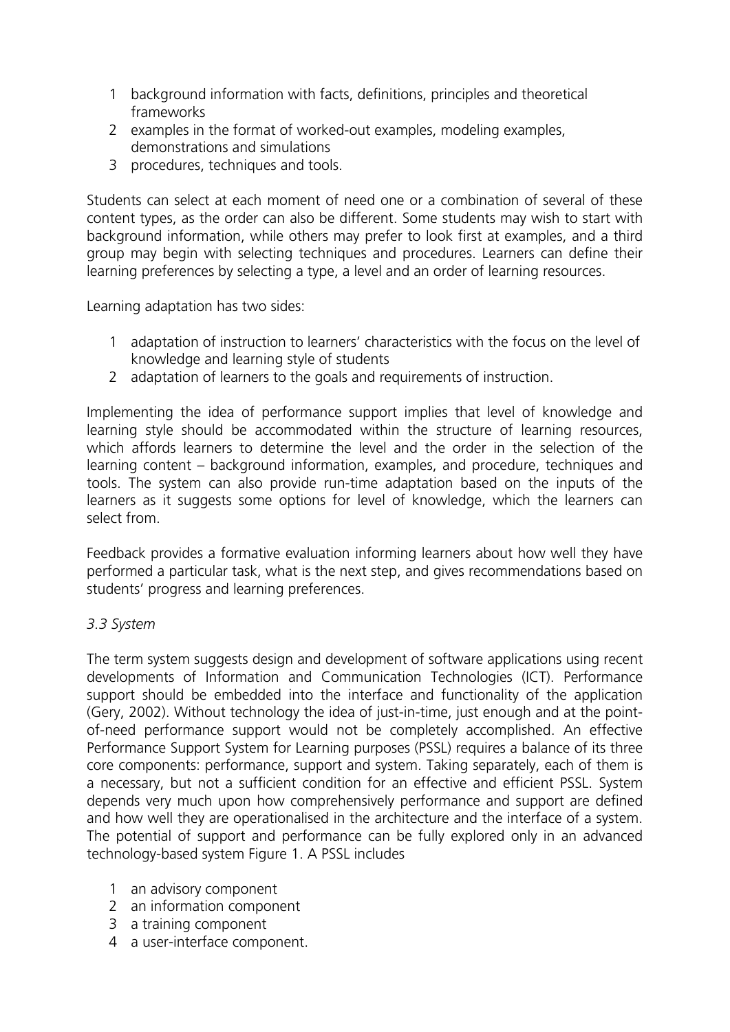1. background information with facts, definitions, principles and theoretical frameworks
2. examples in the format of worked-out examples, modeling examples, demonstrations and simulations
3. procedures, techniques and tools.

Students can select at each moment of need one or a combination of several of these content types, as the order can also be different. Some students may wish to start with background information, while others may prefer to look first at examples, and a third group may begin with selecting techniques and procedures. Learners can define their learning preferences by selecting a type, a level and an order of learning resources.

Learning adaptation has two sides:

1. adaptation of instruction to learners' characteristics with the focus on the level of knowledge and learning style of students
2. adaptation of learners to the goals and requirements of instruction.

Implementing the idea of performance support implies that level of knowledge and learning style should be accommodated within the structure of learning resources, which affords learners to determine the level and the order in the selection of the learning content – background information, examples, and procedure, techniques and tools. The system can also provide run-time adaptation based on the inputs of the learners as it suggests some options for level of knowledge, which the learners can select from.

Feedback provides a formative evaluation informing learners about how well they have performed a particular task, what is the next step, and gives recommendations based on students' progress and learning preferences.

### *3.3 System*

The term system suggests design and development of software applications using recent developments of Information and Communication Technologies (ICT). Performance support should be embedded into the interface and functionality of the application (Gery, 2002). Without technology the idea of just-in-time, just enough and at the point-of-need performance support would not be completely accomplished. An effective Performance Support System for Learning purposes (PSSL) requires a balance of its three core components: performance, support and system. Taking separately, each of them is a necessary, but not a sufficient condition for an effective and efficient PSSL. System depends very much upon how comprehensively performance and support are defined and how well they are operationalised in the architecture and the interface of a system. The potential of support and performance can be fully explored only in an advanced technology-based system Figure 1. A PSSL includes

1. an advisory component
2. an information component
3. a training component
4. a user-interface component.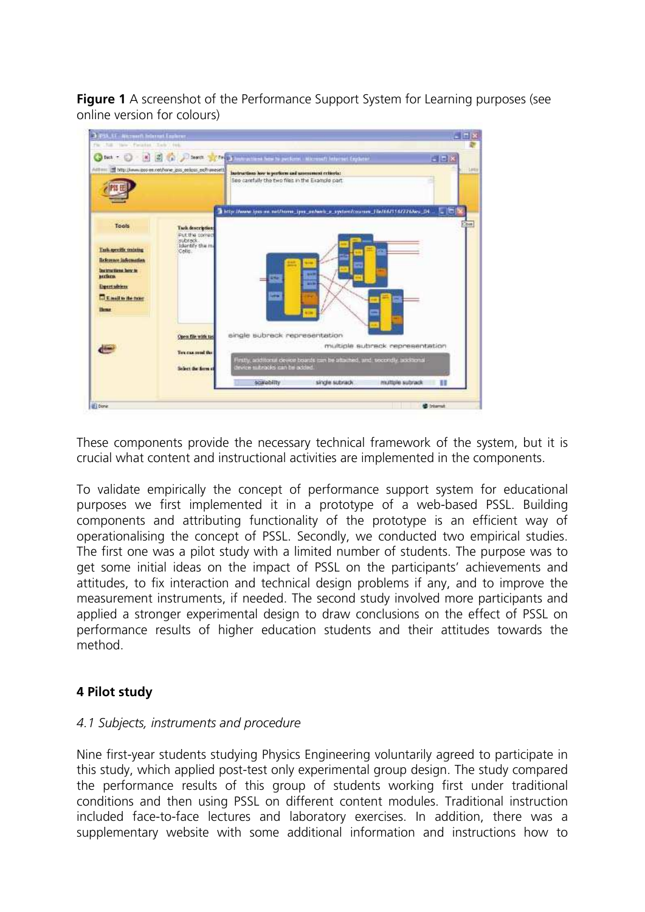**Figure 1** A screenshot of the Performance Support System for Learning purposes (see online version for colours)

These components provide the necessary technical framework of the system, but it is crucial what content and instructional activities are implemented in the components.

To validate empirically the concept of performance support system for educational purposes we first implemented it in a prototype of a web-based PSSL. Building components and attributing functionality of the prototype is an efficient way of operationalising the concept of PSSL. Secondly, we conducted two empirical studies. The first one was a pilot study with a limited number of students. The purpose was to get some initial ideas on the impact of PSSL on the participants' achievements and attitudes, to fix interaction and technical design problems if any, and to improve the measurement instruments, if needed. The second study involved more participants and applied a stronger experimental design to draw conclusions on the effect of PSSL on performance results of higher education students and their attitudes towards the method.

## 4 Pilot study

### *4.1 Subjects, instruments and procedure*

Nine first-year students studying Physics Engineering voluntarily agreed to participate in this study, which applied post-test only experimental group design. The study compared the performance results of this group of students working first under traditional conditions and then using PSSL on different content modules. Traditional instruction included face-to-face lectures and laboratory exercises. In addition, there was a supplementary website with some additional information and instructions how to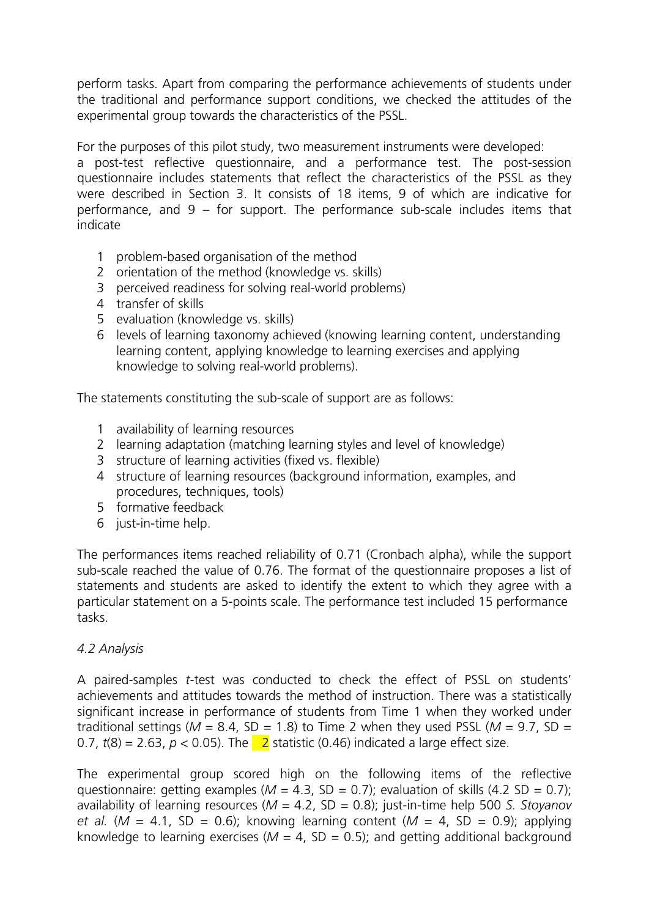perform tasks. Apart from comparing the performance achievements of students under the traditional and performance support conditions, we checked the attitudes of the experimental group towards the characteristics of the PSSL.

For the purposes of this pilot study, two measurement instruments were developed: a post-test reflective questionnaire, and a performance test. The post-session questionnaire includes statements that reflect the characteristics of the PSSL as they were described in Section 3. It consists of 18 items, 9 of which are indicative for performance, and 9 – for support. The performance sub-scale includes items that indicate

1. problem-based organisation of the method
2. orientation of the method (knowledge vs. skills)
3. perceived readiness for solving real-world problems)
4. transfer of skills
5. evaluation (knowledge vs. skills)
6. levels of learning taxonomy achieved (knowing learning content, understanding learning content, applying knowledge to learning exercises and applying knowledge to solving real-world problems).

The statements constituting the sub-scale of support are as follows:

1. availability of learning resources
2. learning adaptation (matching learning styles and level of knowledge)
3. structure of learning activities (fixed vs. flexible)
4. structure of learning resources (background information, examples, and procedures, techniques, tools)
5. formative feedback
6. just-in-time help.

The performances items reached reliability of 0.71 (Cronbach alpha), while the support sub-scale reached the value of 0.76. The format of the questionnaire proposes a list of statements and students are asked to identify the extent to which they agree with a particular statement on a 5-points scale. The performance test included 15 performance tasks.

*4.2 Analysis*

A paired-samples *t*-test was conducted to check the effect of PSSL on students' achievements and attitudes towards the method of instruction. There was a statistically significant increase in performance of students from Time 1 when they worked under traditional settings ($M = 8.4$, SD = 1.8) to Time 2 when they used PSSL ($M = 9.7$, SD = 0.7, $t(8) = 2.63$, $p < 0.05$). The 2 statistic (0.46) indicated a large effect size.

The experimental group scored high on the following items of the reflective questionnaire: getting examples ($M = 4.3$, SD = 0.7); evaluation of skills (4.2 SD = 0.7); availability of learning resources ($M = 4.2$, SD = 0.8); just-in-time help ($M = 4.1$, SD = 0.6); knowing learning content ($M = 4$, SD = 0.9); applying knowledge to learning exercises ($M = 4$, SD = 0.5); and getting additional background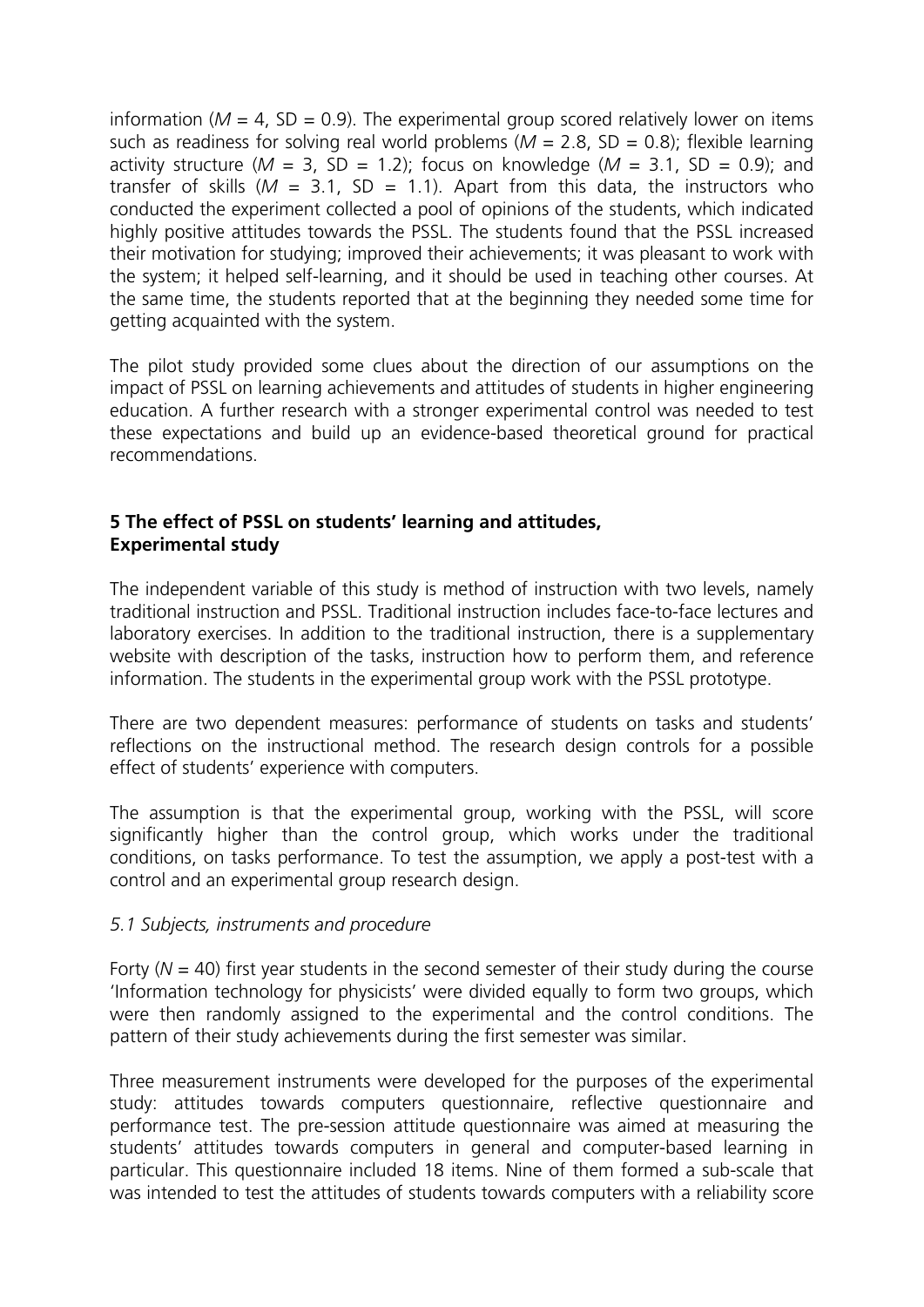information ($M$ = 4, SD = 0.9). The experimental group scored relatively lower on items such as readiness for solving real world problems ($M$ = 2.8, SD = 0.8); flexible learning activity structure ($M$ = 3, SD = 1.2); focus on knowledge ($M$ = 3.1, SD = 0.9); and transfer of skills ($M$ = 3.1, SD = 1.1). Apart from this data, the instructors who conducted the experiment collected a pool of opinions of the students, which indicated highly positive attitudes towards the PSSL. The students found that the PSSL increased their motivation for studying; improved their achievements; it was pleasant to work with the system; it helped self-learning, and it should be used in teaching other courses. At the same time, the students reported that at the beginning they needed some time for getting acquainted with the system.

The pilot study provided some clues about the direction of our assumptions on the impact of PSSL on learning achievements and attitudes of students in higher engineering education. A further research with a stronger experimental control was needed to test these expectations and build up an evidence-based theoretical ground for practical recommendations.

## 5 The effect of PSSL on students' learning and attitudes, Experimental study

The independent variable of this study is method of instruction with two levels, namely traditional instruction and PSSL. Traditional instruction includes face-to-face lectures and laboratory exercises. In addition to the traditional instruction, there is a supplementary website with description of the tasks, instruction how to perform them, and reference information. The students in the experimental group work with the PSSL prototype.

There are two dependent measures: performance of students on tasks and students' reflections on the instructional method. The research design controls for a possible effect of students' experience with computers.

The assumption is that the experimental group, working with the PSSL, will score significantly higher than the control group, which works under the traditional conditions, on tasks performance. To test the assumption, we apply a post-test with a control and an experimental group research design.

### *5.1 Subjects, instruments and procedure*

Forty ($N$ = 40) first year students in the second semester of their study during the course 'Information technology for physicists' were divided equally to form two groups, which were then randomly assigned to the experimental and the control conditions. The pattern of their study achievements during the first semester was similar.

Three measurement instruments were developed for the purposes of the experimental study: attitudes towards computers questionnaire, reflective questionnaire and performance test. The pre-session attitude questionnaire was aimed at measuring the students' attitudes towards computers in general and computer-based learning in particular. This questionnaire included 18 items. Nine of them formed a sub-scale that was intended to test the attitudes of students towards computers with a reliability score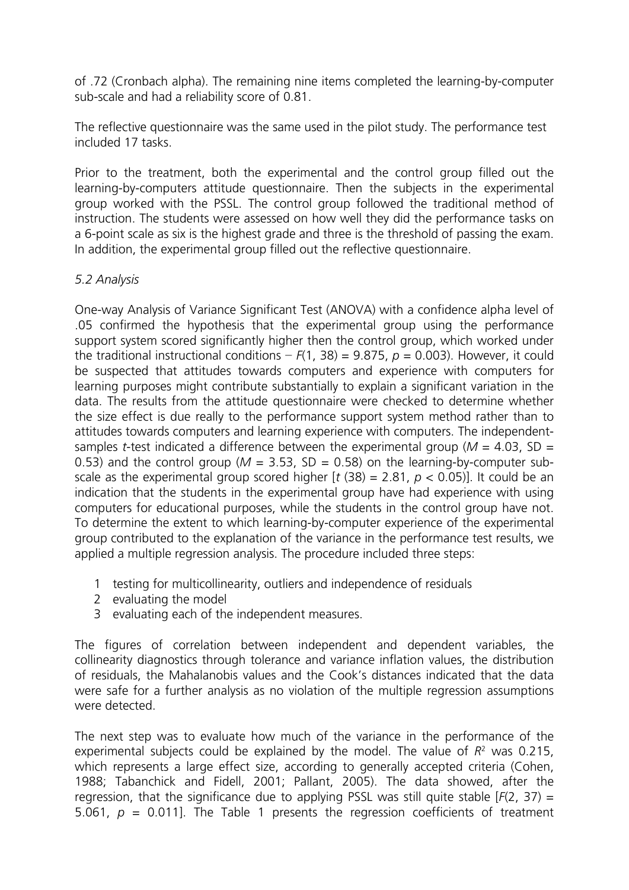of .72 (Cronbach alpha). The remaining nine items completed the learning-by-computer sub-scale and had a reliability score of 0.81.

The reflective questionnaire was the same used in the pilot study. The performance test included 17 tasks.

Prior to the treatment, both the experimental and the control group filled out the learning-by-computers attitude questionnaire. Then the subjects in the experimental group worked with the PSSL. The control group followed the traditional method of instruction. The students were assessed on how well they did the performance tasks on a 6-point scale as six is the highest grade and three is the threshold of passing the exam. In addition, the experimental group filled out the reflective questionnaire.

### *5.2 Analysis*

One-way Analysis of Variance Significant Test (ANOVA) with a confidence alpha level of .05 confirmed the hypothesis that the experimental group using the performance support system scored significantly higher then the control group, which worked under the traditional instructional conditions – $F(1, 38) = 9.875$, $p = 0.003$). However, it could be suspected that attitudes towards computers and experience with computers for learning purposes might contribute substantially to explain a significant variation in the data. The results from the attitude questionnaire were checked to determine whether the size effect is due really to the performance support system method rather than to attitudes towards computers and learning experience with computers. The independent-samples *t*-test indicated a difference between the experimental group ($M = 4.03$, SD = 0.53) and the control group ($M = 3.53$, SD = 0.58) on the learning-by-computer sub-scale as the experimental group scored higher [$t(38) = 2.81$, $p < 0.05$)]. It could be an indication that the students in the experimental group have had experience with using computers for educational purposes, while the students in the control group have not. To determine the extent to which learning-by-computer experience of the experimental group contributed to the explanation of the variance in the performance test results, we applied a multiple regression analysis. The procedure included three steps:

1. testing for multicollinearity, outliers and independence of residuals
2. evaluating the model
3. evaluating each of the independent measures.

The figures of correlation between independent and dependent variables, the collinearity diagnostics through tolerance and variance inflation values, the distribution of residuals, the Mahalanobis values and the Cook's distances indicated that the data were safe for a further analysis as no violation of the multiple regression assumptions were detected.

The next step was to evaluate how much of the variance in the performance of the experimental subjects could be explained by the model. The value of $R^2$ was 0.215, which represents a large effect size, according to generally accepted criteria (Cohen, 1988; Tabanchick and Fidell, 2001; Pallant, 2005). The data showed, after the regression, that the significance due to applying PSSL was still quite stable [$F(2, 37) = 5.061$, $p = 0.011$]. The Table 1 presents the regression coefficients of treatment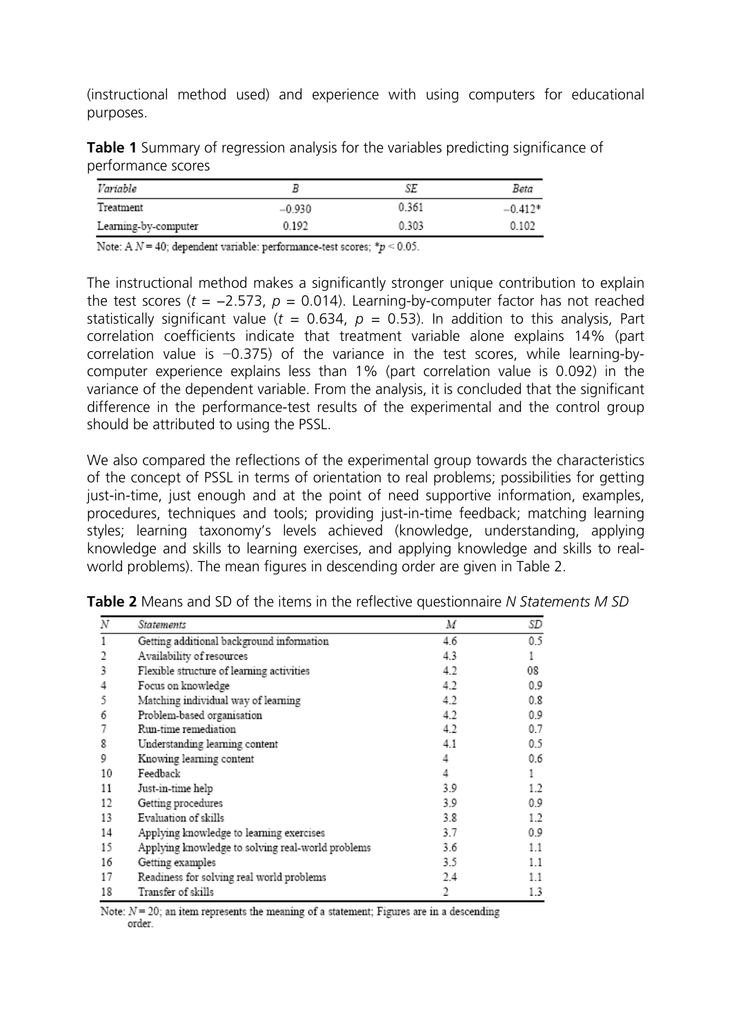(instructional method used) and experience with using computers for educational purposes.

**Table 1** Summary of regression analysis for the variables predicting significance of performance scores

| *Variable* | *B* | *SE* | *Beta* |
|---|---|---|---|
| Treatment | −0.930 | 0.361 | −0.412* |
| Learning-by-computer | 0.192 | 0.303 | 0.102 |

Note: A $N = 40$; dependent variable: performance-test scores; $^*p < 0.05$.

The instructional method makes a significantly stronger unique contribution to explain the test scores ($t = -2.573$, $p = 0.014$). Learning-by-computer factor has not reached statistically significant value ($t = 0.634$, $p = 0.53$). In addition to this analysis, Part correlation coefficients indicate that treatment variable alone explains 14% (part correlation value is −0.375) of the variance in the test scores, while learning-by-computer experience explains less than 1% (part correlation value is 0.092) in the variance of the dependent variable. From the analysis, it is concluded that the significant difference in the performance-test results of the experimental and the control group should be attributed to using the PSSL.

We also compared the reflections of the experimental group towards the characteristics of the concept of PSSL in terms of orientation to real problems; possibilities for getting just-in-time, just enough and at the point of need supportive information, examples, procedures, techniques and tools; providing just-in-time feedback; matching learning styles; learning taxonomy's levels achieved (knowledge, understanding, applying knowledge and skills to learning exercises, and applying knowledge and skills to real-world problems). The mean figures in descending order are given in Table 2.

**Table 2** Means and SD of the items in the reflective questionnaire *N Statements M SD*

| *N* | *Statements* | *M* | *SD* |
|---|---|---|---|
| 1 | Getting additional background information | 4.6 | 0.5 |
| 2 | Availability of resources | 4.3 | 1 |
| 3 | Flexible structure of learning activities | 4.2 | 08 |
| 4 | Focus on knowledge | 4.2 | 0.9 |
| 5 | Matching individual way of learning | 4.2 | 0.8 |
| 6 | Problem-based organisation | 4.2 | 0.9 |
| 7 | Run-time remediation | 4.2 | 0.7 |
| 8 | Understanding learning content | 4.1 | 0.5 |
| 9 | Knowing learning content | 4 | 0.6 |
| 10 | Feedback | 4 | 1 |
| 11 | Just-in-time help | 3.9 | 1.2 |
| 12 | Getting procedures | 3.9 | 0.9 |
| 13 | Evaluation of skills | 3.8 | 1.2 |
| 14 | Applying knowledge to learning exercises | 3.7 | 0.9 |
| 15 | Applying knowledge to solving real-world problems | 3.6 | 1.1 |
| 16 | Getting examples | 3.5 | 1.1 |
| 17 | Readiness for solving real world problems | 2.4 | 1.1 |
| 18 | Transfer of skills | 2 | 1.3 |

Note: $N = 20$; an item represents the meaning of a statement; Figures are in a descending order.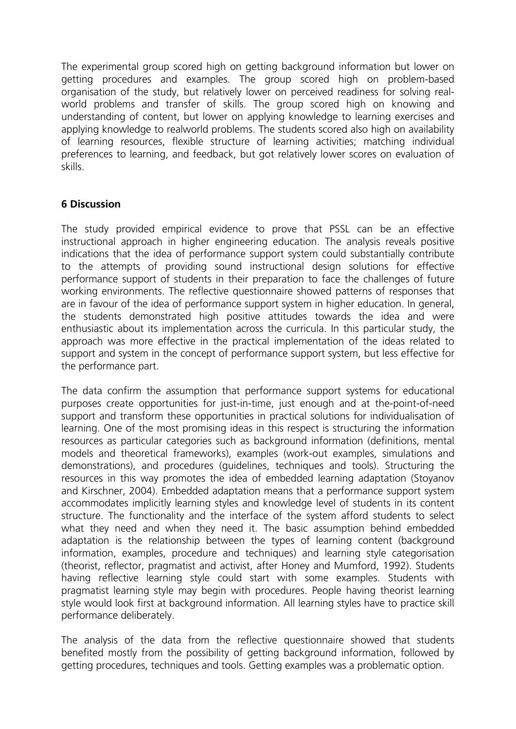The experimental group scored high on getting background information but lower on getting procedures and examples. The group scored high on problem-based organisation of the study, but relatively lower on perceived readiness for solving real-world problems and transfer of skills. The group scored high on knowing and understanding of content, but lower on applying knowledge to learning exercises and applying knowledge to realworld problems. The students scored also high on availability of learning resources, flexible structure of learning activities; matching individual preferences to learning, and feedback, but got relatively lower scores on evaluation of skills.

## 6 Discussion

The study provided empirical evidence to prove that PSSL can be an effective instructional approach in higher engineering education. The analysis reveals positive indications that the idea of performance support system could substantially contribute to the attempts of providing sound instructional design solutions for effective performance support of students in their preparation to face the challenges of future working environments. The reflective questionnaire showed patterns of responses that are in favour of the idea of performance support system in higher education. In general, the students demonstrated high positive attitudes towards the idea and were enthusiastic about its implementation across the curricula. In this particular study, the approach was more effective in the practical implementation of the ideas related to support and system in the concept of performance support system, but less effective for the performance part.

The data confirm the assumption that performance support systems for educational purposes create opportunities for just-in-time, just enough and at the-point-of-need support and transform these opportunities in practical solutions for individualisation of learning. One of the most promising ideas in this respect is structuring the information resources as particular categories such as background information (definitions, mental models and theoretical frameworks), examples (work-out examples, simulations and demonstrations), and procedures (guidelines, techniques and tools). Structuring the resources in this way promotes the idea of embedded learning adaptation (Stoyanov and Kirschner, 2004). Embedded adaptation means that a performance support system accommodates implicitly learning styles and knowledge level of students in its content structure. The functionality and the interface of the system afford students to select what they need and when they need it. The basic assumption behind embedded adaptation is the relationship between the types of learning content (background information, examples, procedure and techniques) and learning style categorisation (theorist, reflector, pragmatist and activist, after Honey and Mumford, 1992). Students having reflective learning style could start with some examples. Students with pragmatist learning style may begin with procedures. People having theorist learning style would look first at background information. All learning styles have to practice skill performance deliberately.

The analysis of the data from the reflective questionnaire showed that students benefited mostly from the possibility of getting background information, followed by getting procedures, techniques and tools. Getting examples was a problematic option.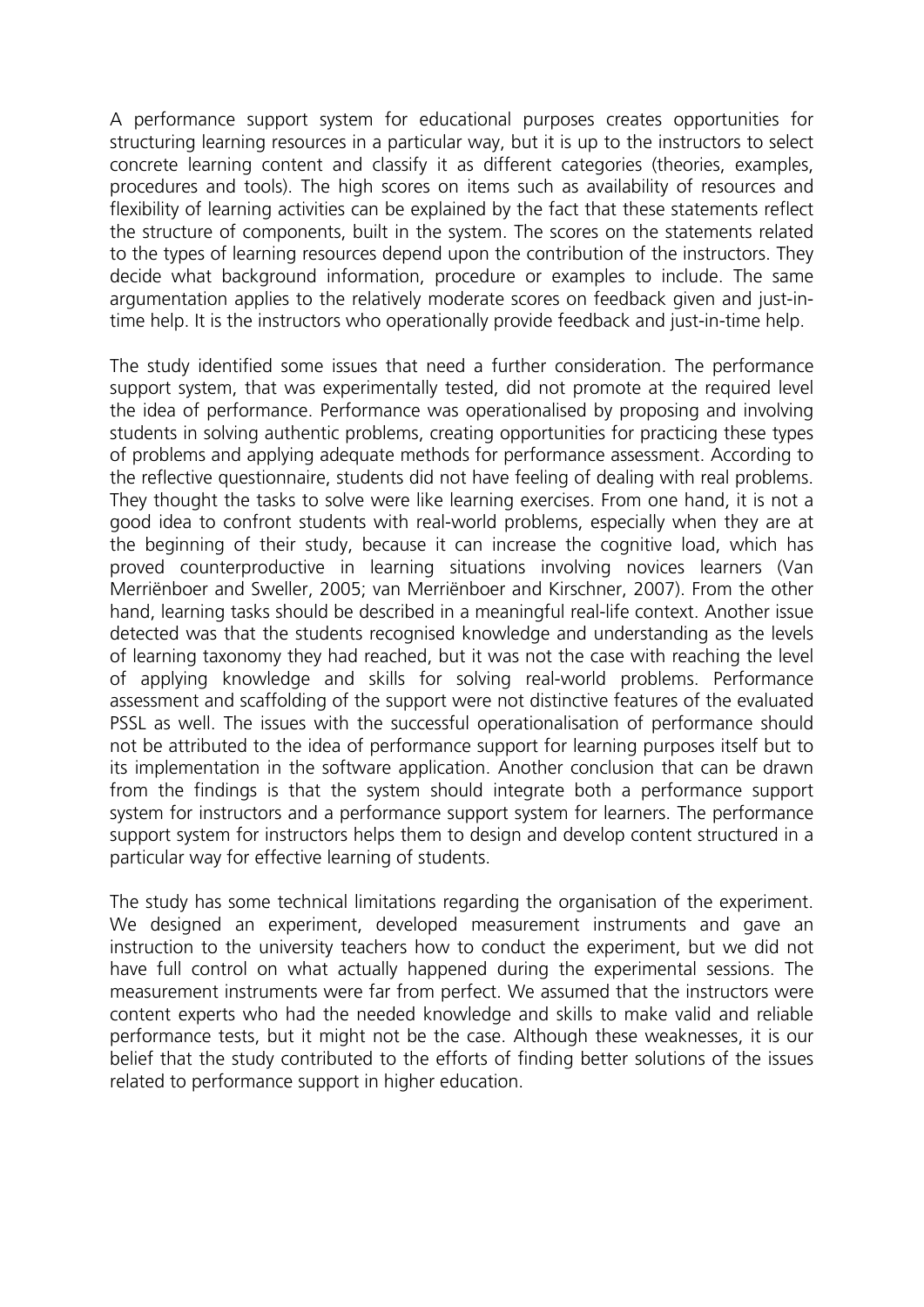A performance support system for educational purposes creates opportunities for structuring learning resources in a particular way, but it is up to the instructors to select concrete learning content and classify it as different categories (theories, examples, procedures and tools). The high scores on items such as availability of resources and flexibility of learning activities can be explained by the fact that these statements reflect the structure of components, built in the system. The scores on the statements related to the types of learning resources depend upon the contribution of the instructors. They decide what background information, procedure or examples to include. The same argumentation applies to the relatively moderate scores on feedback given and just-in-time help. It is the instructors who operationally provide feedback and just-in-time help.

The study identified some issues that need a further consideration. The performance support system, that was experimentally tested, did not promote at the required level the idea of performance. Performance was operationalised by proposing and involving students in solving authentic problems, creating opportunities for practicing these types of problems and applying adequate methods for performance assessment. According to the reflective questionnaire, students did not have feeling of dealing with real problems. They thought the tasks to solve were like learning exercises. From one hand, it is not a good idea to confront students with real-world problems, especially when they are at the beginning of their study, because it can increase the cognitive load, which has proved counterproductive in learning situations involving novices learners (Van Merriënboer and Sweller, 2005; van Merriënboer and Kirschner, 2007). From the other hand, learning tasks should be described in a meaningful real-life context. Another issue detected was that the students recognised knowledge and understanding as the levels of learning taxonomy they had reached, but it was not the case with reaching the level of applying knowledge and skills for solving real-world problems. Performance assessment and scaffolding of the support were not distinctive features of the evaluated PSSL as well. The issues with the successful operationalisation of performance should not be attributed to the idea of performance support for learning purposes itself but to its implementation in the software application. Another conclusion that can be drawn from the findings is that the system should integrate both a performance support system for instructors and a performance support system for learners. The performance support system for instructors helps them to design and develop content structured in a particular way for effective learning of students.

The study has some technical limitations regarding the organisation of the experiment. We designed an experiment, developed measurement instruments and gave an instruction to the university teachers how to conduct the experiment, but we did not have full control on what actually happened during the experimental sessions. The measurement instruments were far from perfect. We assumed that the instructors were content experts who had the needed knowledge and skills to make valid and reliable performance tests, but it might not be the case. Although these weaknesses, it is our belief that the study contributed to the efforts of finding better solutions of the issues related to performance support in higher education.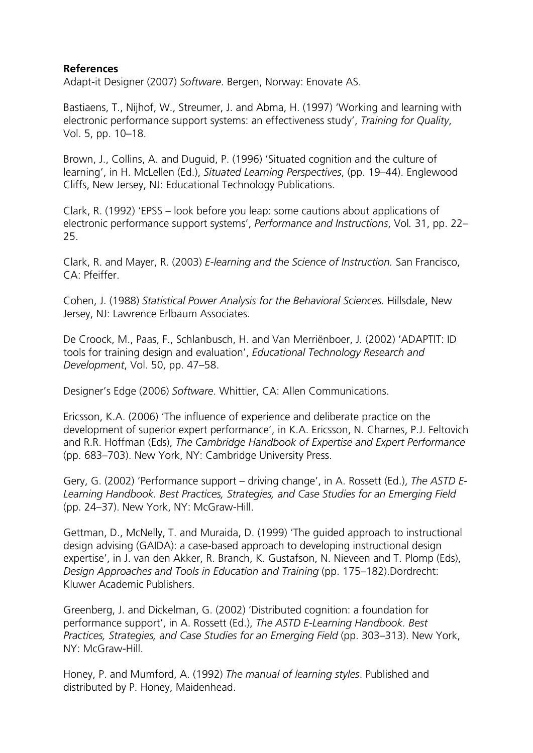**References**

Adapt-it Designer (2007) *Software*. Bergen, Norway: Enovate AS.

Bastiaens, T., Nijhof, W., Streumer, J. and Abma, H. (1997) 'Working and learning with electronic performance support systems: an effectiveness study', *Training for Quality*, Vol. 5, pp. 10–18.

Brown, J., Collins, A. and Duguid, P. (1996) 'Situated cognition and the culture of learning', in H. McLellen (Ed.), *Situated Learning Perspectives*, (pp. 19–44). Englewood Cliffs, New Jersey, NJ: Educational Technology Publications.

Clark, R. (1992) 'EPSS – look before you leap: some cautions about applications of electronic performance support systems', *Performance and Instructions*, Vol. 31, pp. 22–25.

Clark, R. and Mayer, R. (2003) *E-learning and the Science of Instruction.* San Francisco, CA: Pfeiffer.

Cohen, J. (1988) *Statistical Power Analysis for the Behavioral Sciences.* Hillsdale, New Jersey, NJ: Lawrence Erlbaum Associates.

De Croock, M., Paas, F., Schlanbusch, H. and Van Merriënboer, J. (2002) 'ADAPTIT: ID tools for training design and evaluation', *Educational Technology Research and Development*, Vol. 50, pp. 47–58.

Designer's Edge (2006) *Software*. Whittier, CA: Allen Communications.

Ericsson, K.A. (2006) 'The influence of experience and deliberate practice on the development of superior expert performance', in K.A. Ericsson, N. Charnes, P.J. Feltovich and R.R. Hoffman (Eds), *The Cambridge Handbook of Expertise and Expert Performance* (pp. 683–703). New York, NY: Cambridge University Press.

Gery, G. (2002) 'Performance support – driving change', in A. Rossett (Ed.), *The ASTD E-Learning Handbook. Best Practices, Strategies, and Case Studies for an Emerging Field* (pp. 24–37). New York, NY: McGraw-Hill.

Gettman, D., McNelly, T. and Muraida, D. (1999) 'The guided approach to instructional design advising (GAIDA): a case-based approach to developing instructional design expertise', in J. van den Akker, R. Branch, K. Gustafson, N. Nieveen and T. Plomp (Eds), *Design Approaches and Tools in Education and Training* (pp. 175–182).Dordrecht: Kluwer Academic Publishers.

Greenberg, J. and Dickelman, G. (2002) 'Distributed cognition: a foundation for performance support', in A. Rossett (Ed.), *The ASTD E-Learning Handbook. Best Practices, Strategies, and Case Studies for an Emerging Field* (pp. 303–313). New York, NY: McGraw-Hill.

Honey, P. and Mumford, A. (1992) *The manual of learning styles*. Published and distributed by P. Honey, Maidenhead.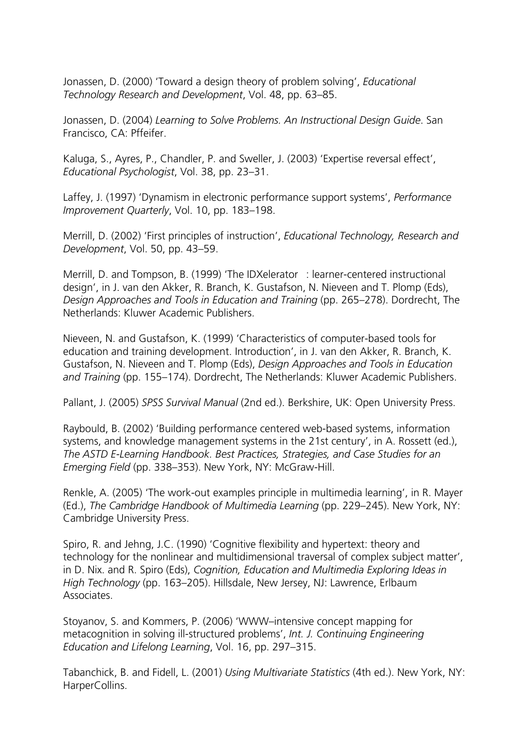Jonassen, D. (2000) 'Toward a design theory of problem solving', *Educational Technology Research and Development*, Vol. 48, pp. 63–85.

Jonassen, D. (2004) *Learning to Solve Problems. An Instructional Design Guide*. San Francisco, CA: Pffeifer.

Kaluga, S., Ayres, P., Chandler, P. and Sweller, J. (2003) 'Expertise reversal effect', *Educational Psychologist*, Vol. 38, pp. 23–31.

Laffey, J. (1997) 'Dynamism in electronic performance support systems', *Performance Improvement Quarterly*, Vol. 10, pp. 183–198.

Merrill, D. (2002) 'First principles of instruction', *Educational Technology, Research and Development*, Vol. 50, pp. 43–59.

Merrill, D. and Tompson, B. (1999) 'The IDXelerator : learner-centered instructional design', in J. van den Akker, R. Branch, K. Gustafson, N. Nieveen and T. Plomp (Eds), *Design Approaches and Tools in Education and Training* (pp. 265–278). Dordrecht, The Netherlands: Kluwer Academic Publishers.

Nieveen, N. and Gustafson, K. (1999) 'Characteristics of computer-based tools for education and training development. Introduction', in J. van den Akker, R. Branch, K. Gustafson, N. Nieveen and T. Plomp (Eds), *Design Approaches and Tools in Education and Training* (pp. 155–174). Dordrecht, The Netherlands: Kluwer Academic Publishers.

Pallant, J. (2005) *SPSS Survival Manual* (2nd ed.). Berkshire, UK: Open University Press.

Raybould, B. (2002) 'Building performance centered web-based systems, information systems, and knowledge management systems in the 21st century', in A. Rossett (ed.), *The ASTD E-Learning Handbook. Best Practices, Strategies, and Case Studies for an Emerging Field* (pp. 338–353). New York, NY: McGraw-Hill.

Renkle, A. (2005) 'The work-out examples principle in multimedia learning', in R. Mayer (Ed.), *The Cambridge Handbook of Multimedia Learning* (pp. 229–245). New York, NY: Cambridge University Press.

Spiro, R. and Jehng, J.C. (1990) 'Cognitive flexibility and hypertext: theory and technology for the nonlinear and multidimensional traversal of complex subject matter', in D. Nix. and R. Spiro (Eds), *Cognition, Education and Multimedia Exploring Ideas in High Technology* (pp. 163–205). Hillsdale, New Jersey, NJ: Lawrence, Erlbaum Associates.

Stoyanov, S. and Kommers, P. (2006) 'WWW–intensive concept mapping for metacognition in solving ill-structured problems', *Int. J. Continuing Engineering Education and Lifelong Learning*, Vol. 16, pp. 297–315.

Tabanchick, B. and Fidell, L. (2001) *Using Multivariate Statistics* (4th ed.). New York, NY: HarperCollins.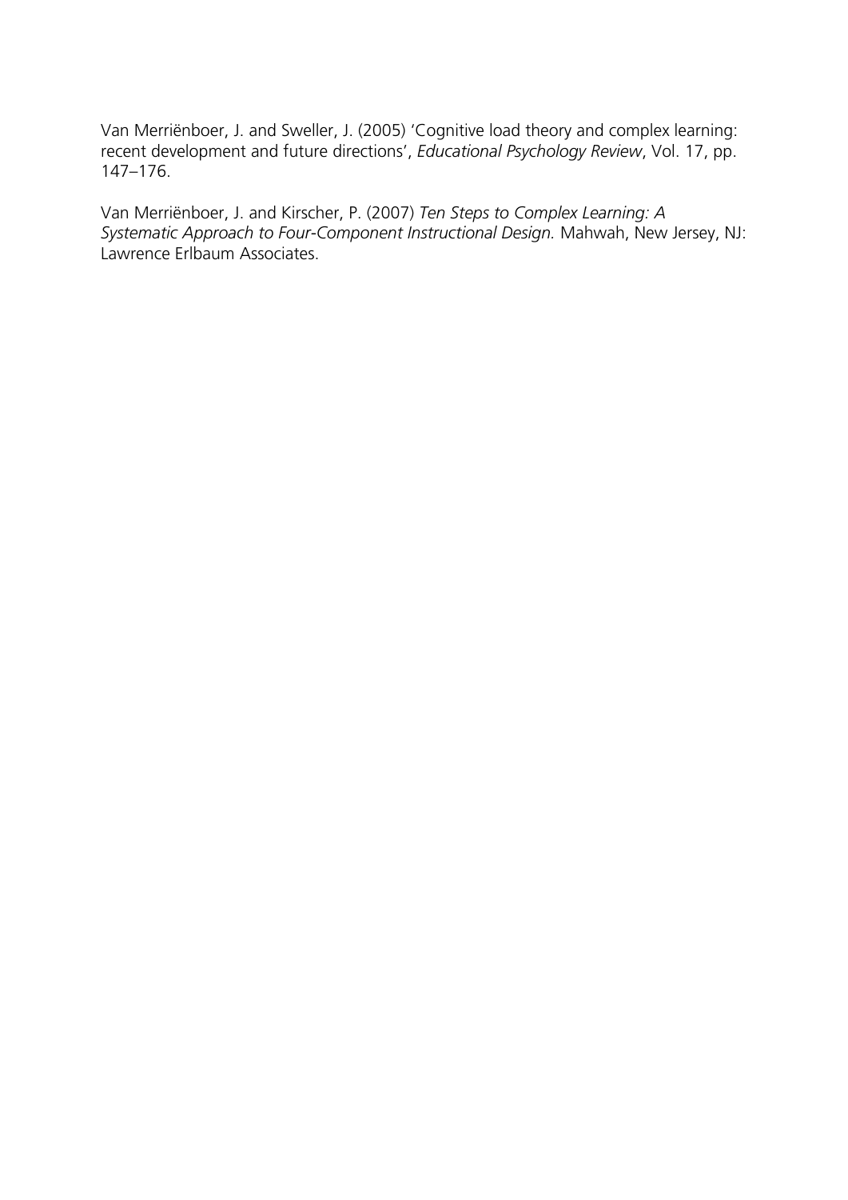Van Merriënboer, J. and Sweller, J. (2005) 'Cognitive load theory and complex learning: recent development and future directions', *Educational Psychology Review*, Vol. 17, pp. 147–176.

Van Merriënboer, J. and Kirscher, P. (2007) *Ten Steps to Complex Learning: A Systematic Approach to Four-Component Instructional Design.* Mahwah, New Jersey, NJ: Lawrence Erlbaum Associates.